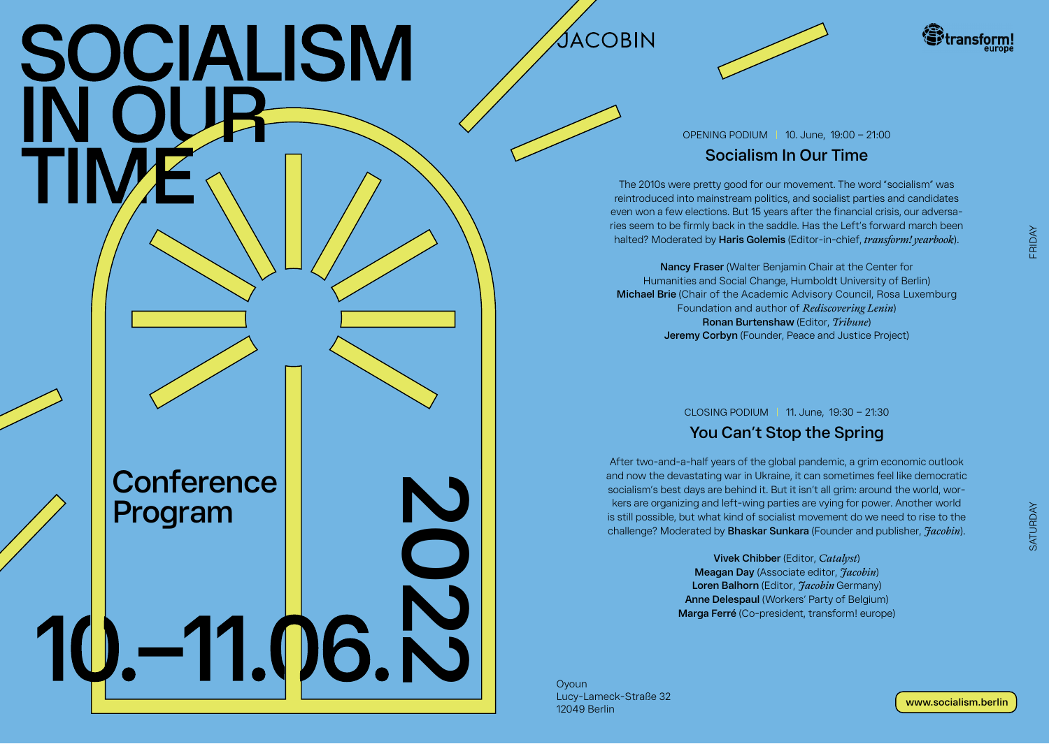# SOCIALISM IN OUR TIME

JACOBIN

transform! europe

## Conference Program

10.–11.06.2022

FRIDAY

OPENING PODIUM | 10. June, 19:00 – 21:00

### Socialism In Our Time

The 2010s were pretty good for our movement. The word "socialism" was reintroduced into mainstream politics, and socialist parties and candidates even won a few elections. But 15 years after the financial crisis, our adversaries seem to be firmly back in the saddle. Has the Left's forward march been halted? Moderated by **Haris Golemis** (Editor-in-chief, *transform! yearbook*).

**Nancy Fraser** (Walter Benjamin Chair at the Center for Humanities and Social Change, Humboldt University of Berlin)
**Michael Brie** (Chair of the Academic Advisory Council, Rosa Luxemburg Foundation and author of *Rediscovering Lenin*)
**Ronan Burtenshaw** (Editor, *Tribune*)
**Jeremy Corbyn** (Founder, Peace and Justice Project)

SATURDAY

CLOSING PODIUM | 11. June, 19:30 – 21:30

### You Can't Stop the Spring

After two-and-a-half years of the global pandemic, a grim economic outlook and now the devastating war in Ukraine, it can sometimes feel like democratic socialism's best days are behind it. But it isn't all grim: around the world, workers are organizing and left-wing parties are vying for power. Another world is still possible, but what kind of socialist movement do we need to rise to the challenge? Moderated by **Bhaskar Sunkara** (Founder and publisher, *Jacobin*).

**Vivek Chibber** (Editor, *Catalyst*)
**Meagan Day** (Associate editor, *Jacobin*)
**Loren Balhorn** (Editor, *Jacobin* Germany)
**Anne Delespaul** (Workers' Party of Belgium)
**Marga Ferré** (Co-president, transform! europe)

Oyoun
Lucy-Lameck-Straße 32
12049 Berlin

www.socialism.berlin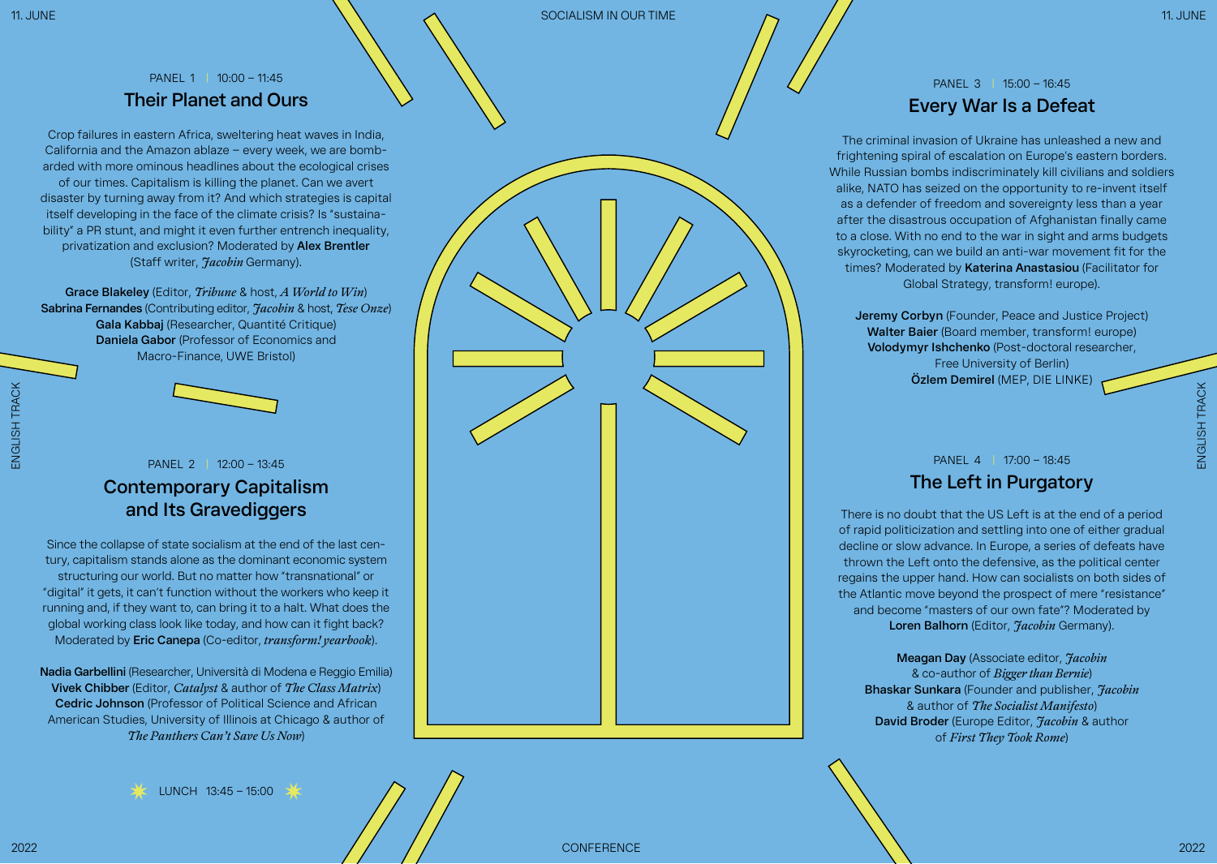## PANEL 1 | 10:00 – 11:45

### Their Planet and Ours

Crop failures in eastern Africa, sweltering heat waves in India, California and the Amazon ablaze – every week, we are bombarded with more ominous headlines about the ecological crises of our times. Capitalism is killing the planet. Can we avert disaster by turning away from it? And which strategies is capital itself developing in the face of the climate crisis? Is "sustainability" a PR stunt, and might it even further entrench inequality, privatization and exclusion? Moderated by **Alex Brentler** (Staff writer, *Jacobin* Germany).

**Grace Blakeley** (Editor, *Tribune* & host, *A World to Win*)
**Sabrina Fernandes** (Contributing editor, *Jacobin* & host, *Tese Onze*)
**Gala Kabbaj** (Researcher, Quantité Critique)
**Daniela Gabor** (Professor of Economics and Macro-Finance, UWE Bristol)

## PANEL 2 | 12:00 – 13:45

### Contemporary Capitalism and Its Gravediggers

Since the collapse of state socialism at the end of the last century, capitalism stands alone as the dominant economic system structuring our world. But no matter how "transnational" or "digital" it gets, it can't function without the workers who keep it running and, if they want to, can bring it to a halt. What does the global working class look like today, and how can it fight back? Moderated by **Eric Canepa** (Co-editor, *transform! yearbook*).

**Nadia Garbellini** (Researcher, Università di Modena e Reggio Emilia)
**Vivek Chibber** (Editor, *Catalyst* & author of *The Class Matrix*)
**Cedric Johnson** (Professor of Political Science and African American Studies, University of Illinois at Chicago & author of *The Panthers Can't Save Us Now*)

LUNCH 13:45 – 15:00

## PANEL 3 | 15:00 – 16:45

### Every War Is a Defeat

The criminal invasion of Ukraine has unleashed a new and frightening spiral of escalation on Europe's eastern borders. While Russian bombs indiscriminately kill civilians and soldiers alike, NATO has seized on the opportunity to re-invent itself as a defender of freedom and sovereignty less than a year after the disastrous occupation of Afghanistan finally came to a close. With no end to the war in sight and arms budgets skyrocketing, can we build an anti-war movement fit for the times? Moderated by **Katerina Anastasiou** (Facilitator for Global Strategy, transform! europe).

**Jeremy Corbyn** (Founder, Peace and Justice Project)
**Walter Baier** (Board member, transform! europe)
**Volodymyr Ishchenko** (Post-doctoral researcher, Free University of Berlin)
**Özlem Demirel** (MEP, DIE LINKE)

## PANEL 4 | 17:00 – 18:45

### The Left in Purgatory

There is no doubt that the US Left is at the end of a period of rapid politicization and settling into one of either gradual decline or slow advance. In Europe, a series of defeats have thrown the Left onto the defensive, as the political center regains the upper hand. How can socialists on both sides of the Atlantic move beyond the prospect of mere "resistance" and become "masters of our own fate"? Moderated by **Loren Balhorn** (Editor, *Jacobin* Germany).

**Meagan Day** (Associate editor, *Jacobin* & co-author of *Bigger than Bernie*)
**Bhaskar Sunkara** (Founder and publisher, *Jacobin* & author of *The Socialist Manifesto*)
**David Broder** (Europe Editor, *Jacobin* & author of *First They Took Rome*)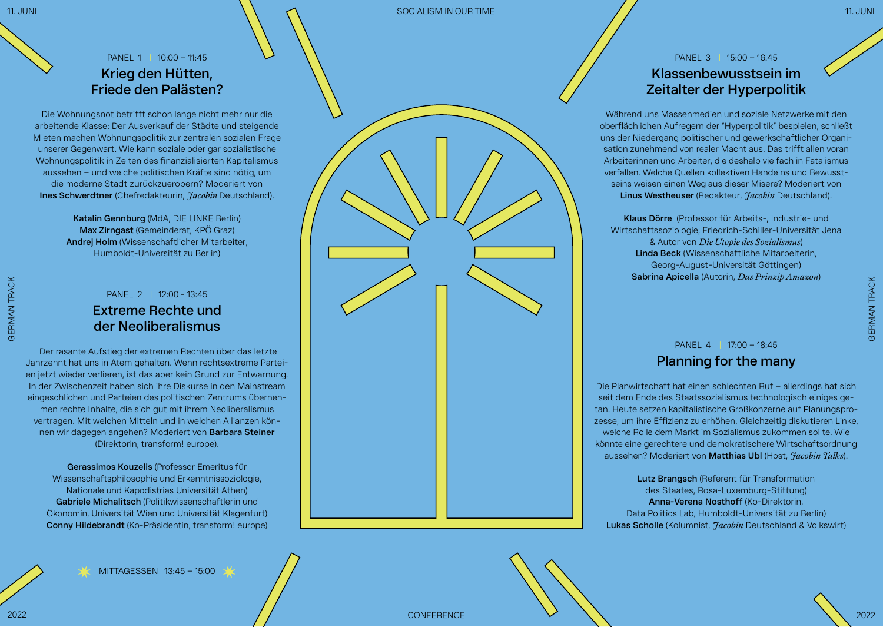## PANEL 1 | 10:00 – 11:45

## Krieg den Hütten, Friede den Palästen?

Die Wohnungsnot betrifft schon lange nicht mehr nur die arbeitende Klasse: Der Ausverkauf der Städte und steigende Mieten machen Wohnungspolitik zur zentralen sozialen Frage unserer Gegenwart. Wie kann soziale oder gar sozialistische Wohnungspolitik in Zeiten des finanzialisierten Kapitalismus aussehen – und welche politischen Kräfte sind nötig, um die moderne Stadt zurückzuerobern? Moderiert von **Ines Schwerdtner** (Chefredakteurin, *Jacobin* Deutschland).

**Katalin Gennburg** (MdA, DIE LINKE Berlin)
**Max Zirngast** (Gemeinderat, KPÖ Graz)
**Andrej Holm** (Wissenschaftlicher Mitarbeiter, Humboldt-Universität zu Berlin)

## PANEL 2 | 12:00 - 13:45

## Extreme Rechte und der Neoliberalismus

Der rasante Aufstieg der extremen Rechten über das letzte Jahrzehnt hat uns in Atem gehalten. Wenn rechtsextreme Parteien jetzt wieder verlieren, ist das aber kein Grund zur Entwarnung. In der Zwischenzeit haben sich ihre Diskurse in den Mainstream eingeschlichen und Parteien des politischen Zentrums übernehmen rechte Inhalte, die sich gut mit ihrem Neoliberalismus vertragen. Mit welchen Mitteln und in welchen Allianzen können wir dagegen angehen? Moderiert von **Barbara Steiner** (Direktorin, transform! europe).

**Gerassimos Kouzelis** (Professor Emeritus für Wissenschaftsphilosophie und Erkenntnissoziologie, Nationale und Kapodistrias Universität Athen)
**Gabriele Michalitsch** (Politikwissenschaftlerin und Ökonomin, Universität Wien und Universität Klagenfurt)
**Conny Hildebrandt** (Ko-Präsidentin, transform! europe)

MITTAGESSEN 13:45 – 15:00

## PANEL 3 | 15:00 – 16.45

## Klassenbewusstsein im Zeitalter der Hyperpolitik

Während uns Massenmedien und soziale Netzwerke mit den oberflächlichen Aufregern der "Hyperpolitik" bespielen, schließt uns der Niedergang politischer und gewerkschaftlicher Organisation zunehmend von realer Macht aus. Das trifft allen voran Arbeiterinnen und Arbeiter, die deshalb vielfach in Fatalismus verfallen. Welche Quellen kollektiven Handelns und Bewusstseins weisen einen Weg aus dieser Misere? Moderiert von **Linus Westheuser** (Redakteur, *Jacobin* Deutschland).

**Klaus Dörre** (Professor für Arbeits-, Industrie- und Wirtschaftssoziologie, Friedrich-Schiller-Universität Jena & Autor von *Die Utopie des Sozialismus*)
**Linda Beck** (Wissenschaftliche Mitarbeiterin, Georg-August-Universität Göttingen)
**Sabrina Apicella** (Autorin, *Das Prinzip Amazon*)

## PANEL 4 | 17:00 – 18:45

## Planning for the many

Die Planwirtschaft hat einen schlechten Ruf – allerdings hat sich seit dem Ende des Staatssozialismus technologisch einiges getan. Heute setzen kapitalistische Großkonzerne auf Planungsprozesse, um ihre Effizienz zu erhöhen. Gleichzeitig diskutieren Linke, welche Rolle dem Markt im Sozialismus zukommen sollte. Wie könnte eine gerechtere und demokratischere Wirtschaftsordnung aussehen? Moderiert von **Matthias Ubl** (Host, *Jacobin Talks*).

**Lutz Brangsch** (Referent für Transformation des Staates, Rosa-Luxemburg-Stiftung)
**Anna-Verena Nosthoff** (Ko-Direktorin, Data Politics Lab, Humboldt-Universität zu Berlin)
**Lukas Scholle** (Kolumnist, *Jacobin* Deutschland & Volkswirt)